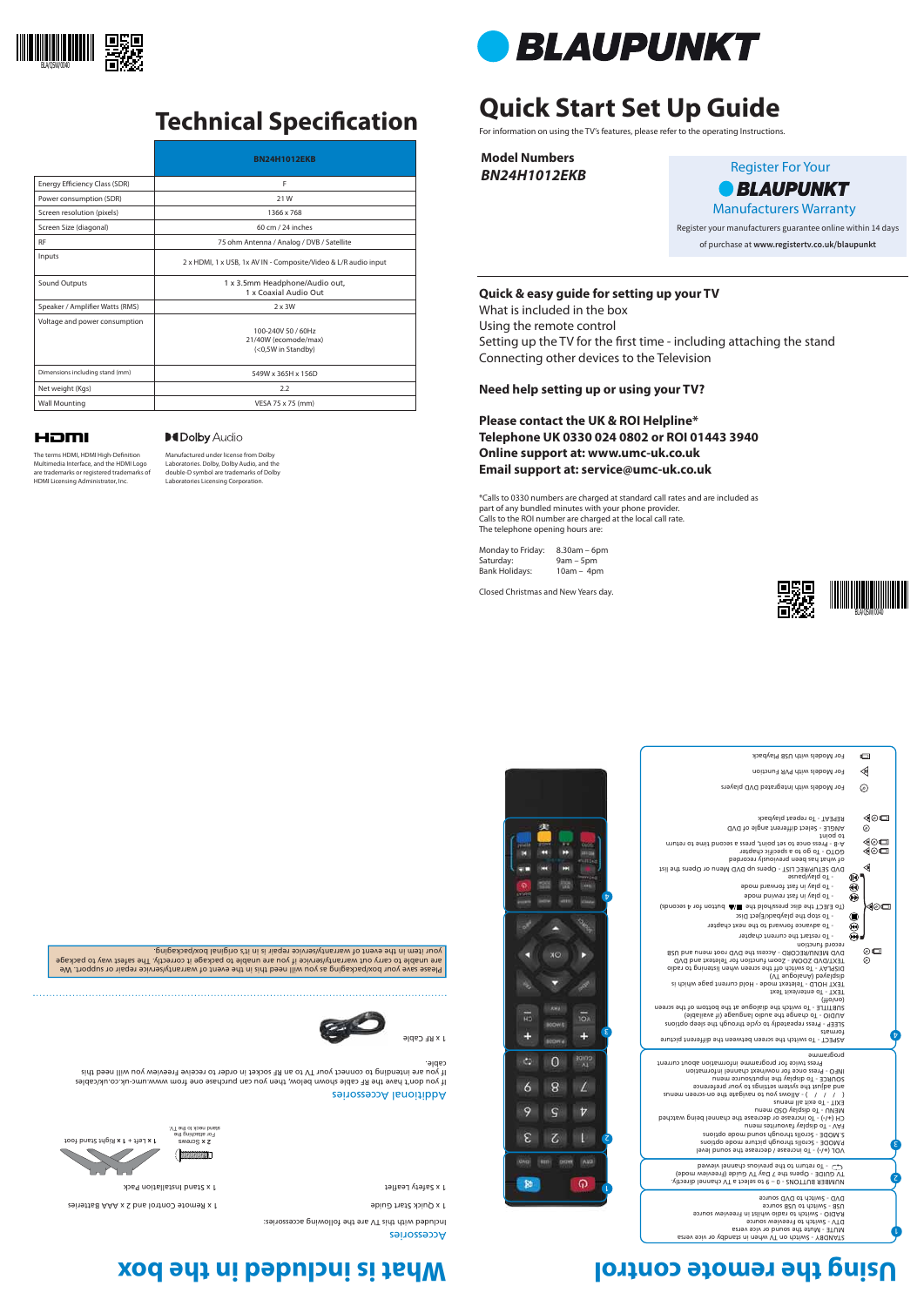# Technical Specification

| | BN24H1012EKB |
|---|---|
| Energy Efficiency Class (SDR) | F |
| Power consumption (SDR) | 21 W |
| Screen resolution (pixels) | 1366 x 768 |
| Screen Size (diagonal) | 60 cm / 24 inches |
| RF | 75 ohm Antenna / Analog / DVB / Satellite |
| Inputs | 2 x HDMI, 1 x USB, 1x AV IN - Composite/Video & L/R audio input |
| Sound Outputs | 1 x 3.5mm Headphone/Audio out, 1 x Coaxial Audio Out |
| Speaker / Amplifier Watts (RMS) | 2 x 3W |
| Voltage and power consumption | 100-240V 50 / 60Hz 21/40W (ecomode/max) (<0,5W in Standby) |
| Dimensions including stand (mm) | 549W x 365H x 156D |
| Net weight (Kgs) | 2.2 |
| Wall Mounting | VESA 75 x 75 (mm) |

HDMI

The terms HDMI, HDMI High-Definition Multimedia Interface, and the HDMI Logo are trademarks or registered trademarks of HDMI Licensing Administrator, Inc.

Dolby Audio

Manufactured under license from Dolby Laboratories. Dolby, Dolby Audio, and the double-D symbol are trademarks of Dolby Laboratories Licensing Corporation.

BLAUPUNKT

# Quick Start Set Up Guide

For information on using the TV's features, please refer to the operating Instructions.

**Model Numbers**
***BN24H1012EKB***

Register For Your
BLAUPUNKT
Manufacturers Warranty

Register your manufacturers guarantee online within 14 days of purchase at **www.registertv.co.uk/blaupunkt**

**Quick & easy guide for setting up your TV**
What is included in the box
Using the remote control
Setting up the TV for the first time - including attaching the stand
Connecting other devices to the Television

**Need help setting up or using your TV?**

**Please contact the UK & ROI Helpline***
**Telephone UK 0330 024 0802 or ROI 01443 3940**
**Online support at: www.umc-uk.co.uk**
**Email support at: service@umc-uk.co.uk**

*Calls to 0330 numbers are charged at standard call rates and are included as part of any bundled minutes with your phone provider.
Calls to the ROI number are charged at the local call rate.
The telephone opening hours are:

| | |
|---|---|
| Monday to Friday: | 8.30am – 6pm |
| Saturday: | 9am – 5pm |
| Bank Holidays: | 10am – 4pm |

Closed Christmas and New Years day.

# What is included in the box

## Accessories

Included with this TV are the following accessories:

- 1 x Quick Start Guide
- 1 x Remote Control and 2 x AAA Batteries
- 1 x Safety Leaflet
- 1 x Stand Installation Pack
- 2 x Screws (For attaching the stand neck to the TV)
- 1 x Left + 1 x Right Stand foot

## Additional Accessories

If you don't have the RF cable shown below, then you can purchase one from www.umc-uk.co.uk/cables. If you are intending to connect your TV to an RF socket in order to receive Freeview you will need this cable.

1 x RF Cable

Please save your box/packaging as you will need this in the event of warranty/service repair or support. We are unable to carry out warranty/service if you are unable to package it correctly. The safest way to package your item in the event of warranty/service repair is in it's original box/packaging.

# Using the remote control

1.
- STANDBY - Switch on TV when in standby or vice versa
- MUTE - Mute the sound or vice versa
- DTV - Switch to Freeview source
- RADIO - Switch to radio whilst in Freeview source
- USB - Switch to USB source
- DVD - Switch to DVD source

2.
- NUMBER BUTTONS - 0 – 9 to select a TV channel directly.
- TV GUIDE - Opens the 7 day TV guide (Freeview mode)
- ⟲ - To return to the previous channel viewed

3.
- VOL (+/-) - To increase / decrease the sound level
- P.MODE - Scrolls through picture mode options
- S.MODE - Scrolls through sound mode options
- FAV - To display favourites menu
- CH (+/-) - To increase or decrease the channel being watched
- MENU - To display OSD menu
- EXIT - To exit all menus
- ( ▲ / ▼ / ◄ / ► ) - Allows you to navigate the on-screen menus and adjust the system settings to your preference
- SOURCE - To display the input/source menu
- INFO - Press once for now/next channel information. Press twice for programme information about current programme

4.
- ASPECT - To switch the screen between the different picture formats
- SLEEP - Press repeatedly to cycle through the sleep options
- AUDIO - To change the audio language (if available)
- SUBTITLE - To switch the dialogue at the bottom of the screen (on/off)
- TEXT - To enter/exit Text
- TEXT HOLD - Teletext mode - Hold current page which is displayed (Analogue TV)
- DISPLAY - To switch off the screen when listening to radio
- TEXT/DVD ZOOM - Zoom function for Teletext and DVD
- DVD MENU/RECORD - Access the DVD root menu on USB record function
- To restart the current chapter
- To advance forward to the next chapter
- To stop the playback/eject disc
- (To EJECT the disc press/hold the ■/▲ button for 4 seconds)
- To play in fast rewind mode
- To play in fast forward mode
- To play/pause
- DVD SETUP/REC LIST - Opens up DVD Menu or Opens the list of what has been previously recorded
- GOTO - To go to a specific chapter
- A-B - Press once to set point, press a second time to return to point
- ANGLE - Select different angle of DVD
- REPEAT - To repeat playback

- For Models with Integrated DVD players
- For Models with PVR Function
- For Models with USB Playback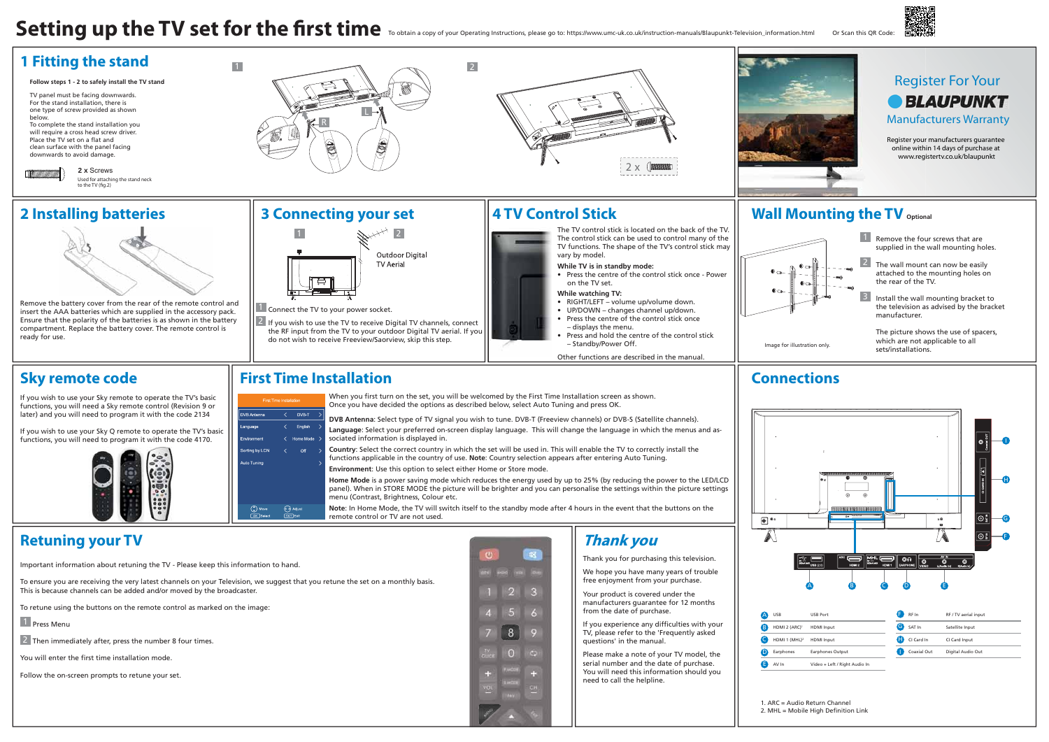# Setting up the TV set for the first time

To obtain a copy of your Operating Instructions, please go to: https://www.umc-uk.co.uk/instruction-manuals/Blaupunkt-Television_information.html Or Scan this QR Code:

## 1 Fitting the stand

**Follow steps 1 - 2 to safely install the TV stand**

TV panel must be facing downwards. For the stand installation, there is one type of screw provided as shown below. To complete the stand installation you will require a cross head screw driver. Place the TV set on a flat and clean surface with the panel facing downwards to avoid damage.

**2 x** Screws

Used for attaching the stand neck to the TV (fig.2)

1

2

R

L

2 x

## Register For Your BLAUPUNKT Manufacturers Warranty

Register your manufacturers guarantee online within 14 days of purchase at www.registertv.co.uk/blaupunkt

## 2 Installing batteries

Remove the battery cover from the rear of the remote control and insert the AAA batteries which are supplied in the accessory pack. Ensure that the polarity of the batteries is as shown in the battery compartment. Replace the battery cover. The remote control is ready for use.

## 3 Connecting your set

1 2

Outdoor Digital TV Aerial

1 Connect the TV to your power socket.

2 If you wish to use the TV to receive Digital TV channels, connect the RF input from the TV to your outdoor Digital TV aerial. If you do not wish to receive Freeview/Saorview, skip this step.

## 4 TV Control Stick

The TV control stick is located on the back of the TV. The control stick can be used to control many of the TV functions. The shape of the TV's control stick may vary by model.

**While TV is in standby mode:**

- Press the centre of the control stick once - Power on the TV set.

**While watching TV:**

- RIGHT/LEFT – volume up/volume down.
- UP/DOWN – changes channel up/down.
- Press the centre of the control stick once – displays the menu.
- Press and hold the centre of the control stick – Standby/Power Off.

Other functions are described in the manual.

## Wall Mounting the TV Optional

1 Remove the four screws that are supplied in the wall mounting holes.

2 The wall mount can now be easily attached to the mounting holes on the rear of the TV.

3 Install the wall mounting bracket to the television as advised by the bracket manufacturer.

The picture shows the use of spacers, which are not applicable to all sets/installations.

Image for illustration only.

## Sky remote code

If you wish to use your Sky remote to operate the TV's basic functions, you will need a Sky remote control (Revision 9 or later) and you will need to program it with the code 2134

If you wish to use your Sky Q remote to operate the TV's basic functions, you will need to program it with the code 4170.

## First Time Installation

First Time Installation
DVB Antenna < DVB-T >
Language < English >
Environment < Home Mode >
Sorting by LCN < Off >
Auto Tuning >
Move Adjust
OK Select EXIT Exit

When you first turn on the set, you will be welcomed by the First Time Installation screen as shown. Once you have decided the options as described below, select Auto Tuning and press OK.

**DVB Antenna**: Select type of TV signal you wish to tune. DVB-T (Freeview channels) or DVB-S (Satellite channels).

**Language**: Select your preferred on-screen display language. This will change the language in which the menus and associated information is displayed in.

**Country**: Select the correct country in which the set will be used in. This will enable the TV to correctly install the functions applicable in the country of use. **Note**: Country selection appears after entering Auto Tuning.

**Environment**: Use this option to select either Home or Store mode.

**Home Mode** is a power saving mode which reduces the energy used by up to 25% (by reducing the power to the LED/LCD panel). When in STORE MODE the picture will be brighter and you can personalise the settings within the picture settings menu (Contrast, Brightness, Colour etc.

**Note**: In Home Mode, the TV will switch itself to the standby mode after 4 hours in the event that the buttons on the remote control or TV are not used.

## Connections

| | | | |
|---|---|---|---|
| A USB | USB Port | F RF In | RF / TV aerial input |
| B HDMI 2 (ARC)[1] | HDMI Input | G SAT In | Satellite Input |
| C HDMI 1 (MHL)[2] | HDMI Input | H CI Card In | CI Card Input |
| D Earphones | Earphones Output | I Coaxial Out | Digital Audio Out |
| E AV In | Video + Left / Right Audio In | | |

1. ARC = Audio Return Channel
2. MHL = Mobile High Definition Link

## Retuning your TV

Important information about retuning the TV - Please keep this information to hand.

To ensure you are receiving the very latest channels on your Television, we suggest that you retune the set on a monthly basis. This is because channels can be added and/or moved by the broadcaster.

To retune using the buttons on the remote control as marked on the image:

1 Press Menu

2 Then immediately after, press the number 8 four times.

You will enter the first time installation mode.

Follow the on-screen prompts to retune your set.

## *Thank you*

Thank you for purchasing this television.

We hope you have many years of trouble free enjoyment from your purchase.

Your product is covered under the manufacturers guarantee for 12 months from the date of purchase.

If you experience any difficulties with your TV, please refer to the 'Frequently asked questions' in the manual.

Please make a note of your TV model, the serial number and the date of purchase. You will need this information should you need to call the helpline.